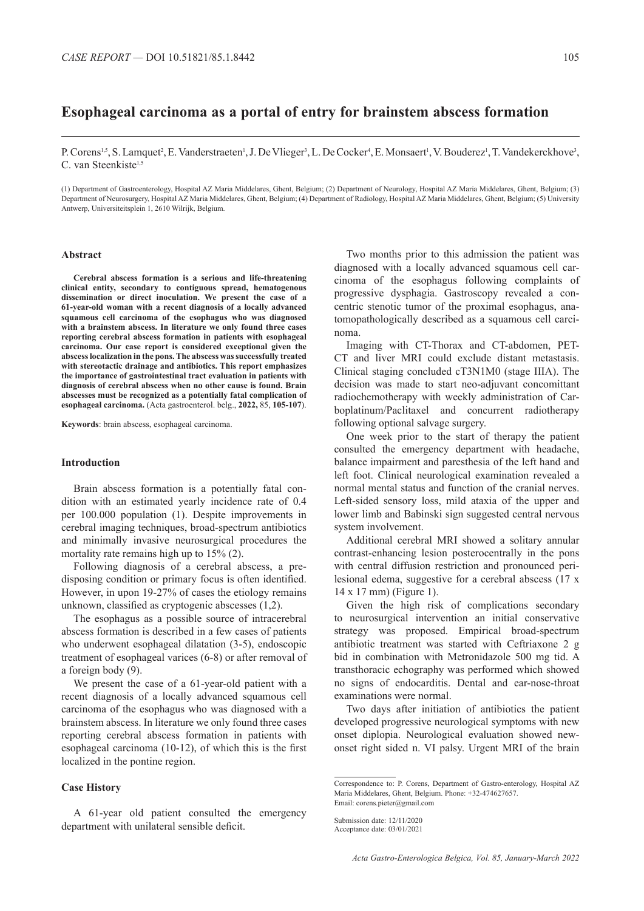*CASE REPORT* — DOI 10.51821/85.1.8442

# Esophageal carcinoma as a portal of entry for brainstem abscess formation

P. Corens[1,5], S. Lamquet[2], E. Vanderstraeten[1], J. De Vlieger[3], L. De Cocker[4], E. Monsaert[1], V. Bouderez[1], T. Vandekerckhove[3], C. van Steenkiste[1,5]

(1) Department of Gastroenterology, Hospital AZ Maria Middelares, Ghent, Belgium; (2) Department of Neurology, Hospital AZ Maria Middelares, Ghent, Belgium; (3) Department of Neurosurgery, Hospital AZ Maria Middelares, Ghent, Belgium; (4) Department of Radiology, Hospital AZ Maria Middelares, Ghent, Belgium; (5) University Antwerp, Universiteitsplein 1, 2610 Wilrijk, Belgium.

### Abstract

**Cerebral abscess formation is a serious and life-threatening clinical entity, secondary to contiguous spread, hematogenous dissemination or direct inoculation. We present the case of a 61-year-old woman with a recent diagnosis of a locally advanced squamous cell carcinoma of the esophagus who was diagnosed with a brainstem abscess. In literature we only found three cases reporting cerebral abscess formation in patients with esophageal carcinoma. Our case report is considered exceptional given the abscess localization in the pons. The abscess was successfully treated with stereotactic drainage and antibiotics. This report emphasizes the importance of gastrointestinal tract evaluation in patients with diagnosis of cerebral abscess when no other cause is found. Brain abscesses must be recognized as a potentially fatal complication of esophageal carcinoma.** (Acta gastroenterol. belg., **2022,** 85, **105-107**).

**Keywords**: brain abscess, esophageal carcinoma.

### Introduction

Brain abscess formation is a potentially fatal condition with an estimated yearly incidence rate of 0.4 per 100.000 population (1). Despite improvements in cerebral imaging techniques, broad-spectrum antibiotics and minimally invasive neurosurgical procedures the mortality rate remains high up to 15% (2).

Following diagnosis of a cerebral abscess, a predisposing condition or primary focus is often identified. However, in upon 19-27% of cases the etiology remains unknown, classified as cryptogenic abscesses (1,2).

The esophagus as a possible source of intracerebral abscess formation is described in a few cases of patients who underwent esophageal dilatation (3-5), endoscopic treatment of esophageal varices (6-8) or after removal of a foreign body (9).

We present the case of a 61-year-old patient with a recent diagnosis of a locally advanced squamous cell carcinoma of the esophagus who was diagnosed with a brainstem abscess. In literature we only found three cases reporting cerebral abscess formation in patients with esophageal carcinoma (10-12), of which this is the first localized in the pontine region.

### Case History

A 61-year old patient consulted the emergency department with unilateral sensible deficit.

Two months prior to this admission the patient was diagnosed with a locally advanced squamous cell carcinoma of the esophagus following complaints of progressive dysphagia. Gastroscopy revealed a concentric stenotic tumor of the proximal esophagus, anatomopathologically described as a squamous cell carcinoma.

Imaging with CT-Thorax and CT-abdomen, PET-CT and liver MRI could exclude distant metastasis. Clinical staging concluded cT3N1M0 (stage IIIA). The decision was made to start neo-adjuvant concomittant radiochemotherapy with weekly administration of Carboplatinum/Paclitaxel and concurrent radiotherapy following optional salvage surgery.

One week prior to the start of therapy the patient consulted the emergency department with headache, balance impairment and paresthesia of the left hand and left foot. Clinical neurological examination revealed a normal mental status and function of the cranial nerves. Left-sided sensory loss, mild ataxia of the upper and lower limb and Babinski sign suggested central nervous system involvement.

Additional cerebral MRI showed a solitary annular contrast-enhancing lesion posterocentrally in the pons with central diffusion restriction and pronounced perilesional edema, suggestive for a cerebral abscess (17 x 14 x 17 mm) (Figure 1).

Given the high risk of complications secondary to neurosurgical intervention an initial conservative strategy was proposed. Empirical broad-spectrum antibiotic treatment was started with Ceftriaxone 2 g bid in combination with Metronidazole 500 mg tid. A transthoracic echography was performed which showed no signs of endocarditis. Dental and ear-nose-throat examinations were normal.

Two days after initiation of antibiotics the patient developed progressive neurological symptoms with new onset diplopia. Neurological evaluation showed new-onset right sided n. VI palsy. Urgent MRI of the brain

Correspondence to: P. Corens, Department of Gastro-enterology, Hospital AZ Maria Middelares, Ghent, Belgium. Phone: +32-474627657.
Email: corens.pieter@gmail.com

Submission date: 12/11/2020
Acceptance date: 03/01/2021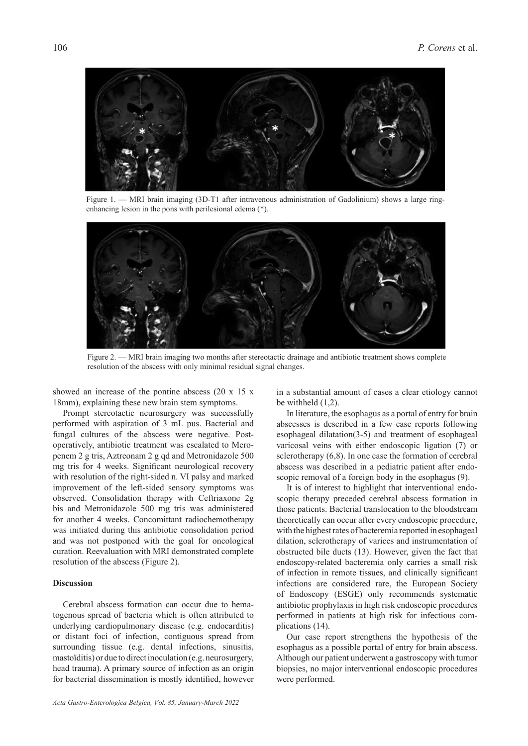Figure 1. — MRI brain imaging (3D-T1 after intravenous administration of Gadolinium) shows a large ring-enhancing lesion in the pons with perilesional edema (*).

Figure 2. — MRI brain imaging two months after stereotactic drainage and antibiotic treatment shows complete resolution of the abscess with only minimal residual signal changes.

showed an increase of the pontine abscess (20 x 15 x 18mm), explaining these new brain stem symptoms.

Prompt stereotactic neurosurgery was successfully performed with aspiration of 3 mL pus. Bacterial and fungal cultures of the abscess were negative. Post-operatively, antibiotic treatment was escalated to Meropenem 2 g tris, Aztreonam 2 g qd and Metronidazole 500 mg tris for 4 weeks. Significant neurological recovery with resolution of the right-sided n. VI palsy and marked improvement of the left-sided sensory symptoms was observed. Consolidation therapy with Ceftriaxone 2g bis and Metronidazole 500 mg tris was administered for another 4 weeks. Concomittant radiochemotherapy was initiated during this antibiotic consolidation period and was not postponed with the goal for oncological curation. Reevaluation with MRI demonstrated complete resolution of the abscess (Figure 2).

## Discussion

Cerebral abscess formation can occur due to hematogenous spread of bacteria which is often attributed to underlying cardiopulmonary disease (e.g. endocarditis) or distant foci of infection, contiguous spread from surrounding tissue (e.g. dental infections, sinusitis, mastoïditis) or due to direct inoculation (e.g. neurosurgery, head trauma). A primary source of infection as an origin for bacterial dissemination is mostly identified, however in a substantial amount of cases a clear etiology cannot be withheld (1,2).

In literature, the esophagus as a portal of entry for brain abscesses is described in a few case reports following esophageal dilatation(3-5) and treatment of esophageal varicosal veins with either endoscopic ligation (7) or sclerotherapy (6,8). In one case the formation of cerebral abscess was described in a pediatric patient after endoscopic removal of a foreign body in the esophagus (9).

It is of interest to highlight that interventional endoscopic therapy preceded cerebral abscess formation in those patients. Bacterial translocation to the bloodstream theoretically can occur after every endoscopic procedure, with the highest rates of bacteremia reported in esophageal dilation, sclerotherapy of varices and instrumentation of obstructed bile ducts (13). However, given the fact that endoscopy-related bacteremia only carries a small risk of infection in remote tissues, and clinically significant infections are considered rare, the European Society of Endoscopy (ESGE) only recommends systematic antibiotic prophylaxis in high risk endoscopic procedures performed in patients at high risk for infectious complications (14).

Our case report strengthens the hypothesis of the esophagus as a possible portal of entry for brain abscess. Although our patient underwent a gastroscopy with tumor biopsies, no major interventional endoscopic procedures were performed.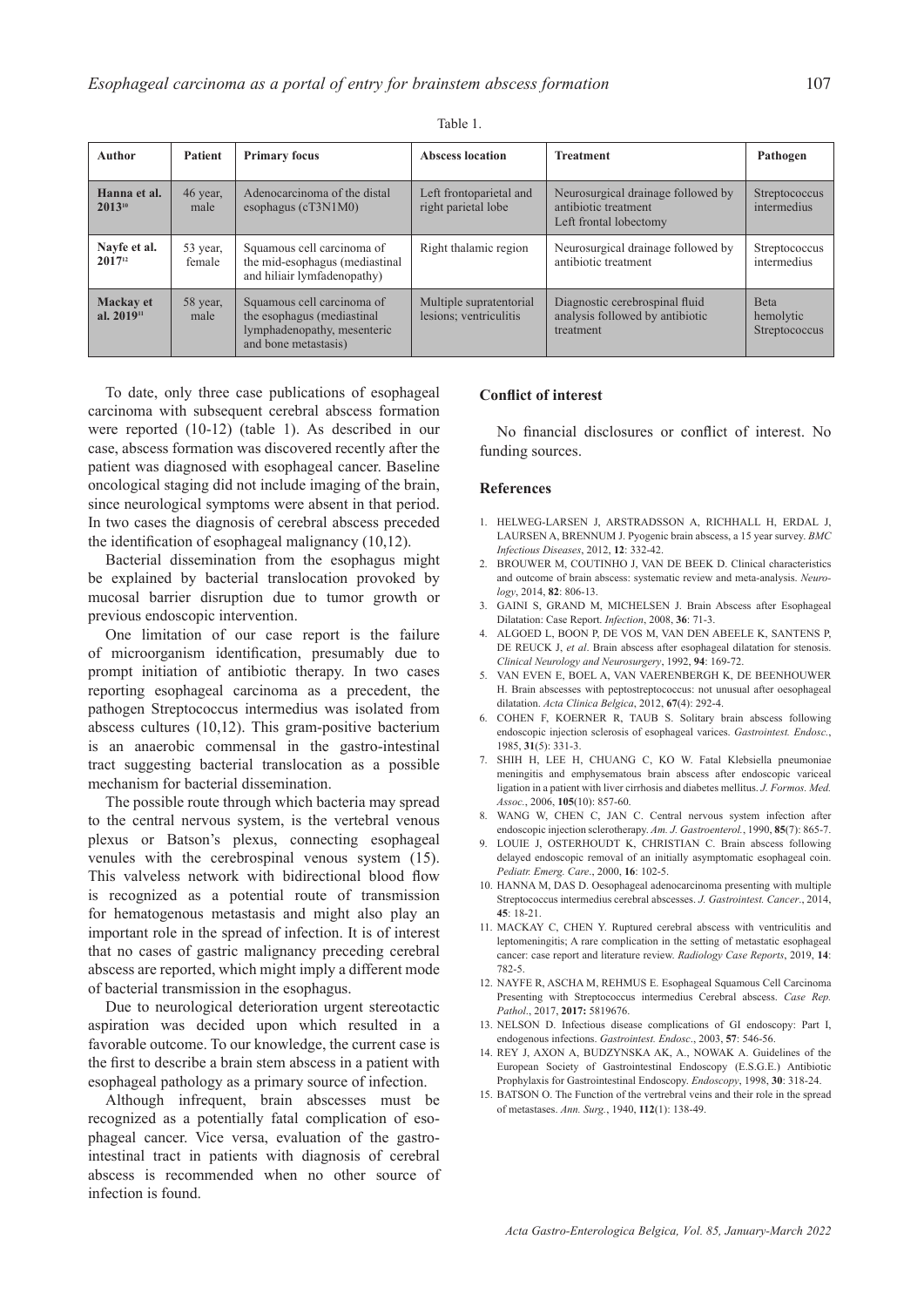Table 1.

| Author | Patient | Primary focus | Abscess location | Treatment | Pathogen |
|---|---|---|---|---|---|
| **Hanna et al. 2013**[10] | 46 year, male | Adenocarcinoma of the distal esophagus (cT3N1M0) | Left frontoparietal and right parietal lobe | Neurosurgical drainage followed by antibiotic treatment<br>Left frontal lobectomy | Streptococcus intermedius |
| **Nayfe et al. 2017**[12] | 53 year, female | Squamous cell carcinoma of the mid-esophagus (mediastinal and hiliair lymfadenopathy) | Right thalamic region | Neurosurgical drainage followed by antibiotic treatment | Streptococcus intermedius |
| **Mackay et al. 2019**[11] | 58 year, male | Squamous cell carcinoma of the esophagus (mediastinal lymphadenopathy, mesenteric and bone metastasis) | Multiple supratentorial lesions; ventriculitis | Diagnostic cerebrospinal fluid analysis followed by antibiotic treatment | Beta hemolytic Streptococcus |

To date, only three case publications of esophageal carcinoma with subsequent cerebral abscess formation were reported (10-12) (table 1). As described in our case, abscess formation was discovered recently after the patient was diagnosed with esophageal cancer. Baseline oncological staging did not include imaging of the brain, since neurological symptoms were absent in that period. In two cases the diagnosis of cerebral abscess preceded the identification of esophageal malignancy (10,12).

Bacterial dissemination from the esophagus might be explained by bacterial translocation provoked by mucosal barrier disruption due to tumor growth or previous endoscopic intervention.

One limitation of our case report is the failure of microorganism identification, presumably due to prompt initiation of antibiotic therapy. In two cases reporting esophageal carcinoma as a precedent, the pathogen Streptococcus intermedius was isolated from abscess cultures (10,12). This gram-positive bacterium is an anaerobic commensal in the gastro-intestinal tract suggesting bacterial translocation as a possible mechanism for bacterial dissemination.

The possible route through which bacteria may spread to the central nervous system, is the vertebral venous plexus or Batson's plexus, connecting esophageal venules with the cerebrospinal venous system (15). This valveless network with bidirectional blood flow is recognized as a potential route of transmission for hematogenous metastasis and might also play an important role in the spread of infection. It is of interest that no cases of gastric malignancy preceding cerebral abscess are reported, which might imply a different mode of bacterial transmission in the esophagus.

Due to neurological deterioration urgent stereotactic aspiration was decided upon which resulted in a favorable outcome. To our knowledge, the current case is the first to describe a brain stem abscess in a patient with esophageal pathology as a primary source of infection.

Although infrequent, brain abscesses must be recognized as a potentially fatal complication of esophageal cancer. Vice versa, evaluation of the gastro-intestinal tract in patients with diagnosis of cerebral abscess is recommended when no other source of infection is found.

## Conflict of interest

No financial disclosures or conflict of interest. No funding sources.

## References

1. HELWEG-LARSEN J, ARSTRADSSON A, RICHHALL H, ERDAL J, LAURSEN A, BRENNUM J. Pyogenic brain abscess, a 15 year survey. *BMC Infectious Diseases*, 2012, **12**: 332-42.
2. BROUWER M, COUTINHO J, VAN DE BEEK D. Clinical characteristics and outcome of brain abscess: systematic review and meta-analysis. *Neurology*, 2014, **82**: 806-13.
3. GAINI S, GRAND M, MICHELSEN J. Brain Abscess after Esophageal Dilatation: Case Report. *Infection*, 2008, **36**: 71-3.
4. ALGOED L, BOON P, DE VOS M, VAN DEN ABEELE K, SANTENS P, DE REUCK J, *et al*. Brain abscess after esophageal dilatation for stenosis. *Clinical Neurology and Neurosurgery*, 1992, **94**: 169-72.
5. VAN EVEN E, BOEL A, VAN VAERENBERGH K, DE BEENHOUWER H. Brain abscesses with peptostreptococcus: not unusual after oesophageal dilatation. *Acta Clinica Belgica*, 2012, **67**(4): 292-4.
6. COHEN F, KOERNER R, TAUB S. Solitary brain abscess following endoscopic injection sclerosis of esophageal varices. *Gastrointest. Endosc.*, 1985, **31**(5): 331-3.
7. SHIH H, LEE H, CHUANG C, KO W. Fatal Klebsiella pneumoniae meningitis and emphysematous brain abscess after endoscopic variceal ligation in a patient with liver cirrhosis and diabetes mellitus. *J. Formos. Med. Assoc.*, 2006, **105**(10): 857-60.
8. WANG W, CHEN C, JAN C. Central nervous system infection after endoscopic injection sclerotherapy. *Am. J. Gastroenterol.*, 1990, **85**(7): 865-7.
9. LOUIE J, OSTERHOUDT K, CHRISTIAN C. Brain abscess following delayed endoscopic removal of an initially asymptomatic esophageal coin. *Pediatr. Emerg. Care.*, 2000, **16**: 102-5.
10. HANNA M, DAS D. Oesophageal adenocarcinoma presenting with multiple Streptococcus intermedius cerebral abscesses. *J. Gastrointest. Cancer.*, 2014, **45**: 18-21.
11. MACKAY C, CHEN Y. Ruptured cerebral abscess with ventriculitis and leptomeningitis; A rare complication in the setting of metastatic esophageal cancer: case report and literature review. *Radiology Case Reports*, 2019, **14**: 782-5.
12. NAYFE R, ASCHA M, REHMUS E. Esophageal Squamous Cell Carcinoma Presenting with Streptococcus intermedius Cerebral abscess. *Case Rep. Pathol.*, 2017, **2017:** 5819676.
13. NELSON D. Infectious disease complications of GI endoscopy: Part I, endogenous infections. *Gastrointest. Endosc.*, 2003, **57**: 546-56.
14. REY J, AXON A, BUDZYNSKA AK, A., NOWAK A. Guidelines of the European Society of Gastrointestinal Endoscopy (E.S.G.E.) Antibiotic Prophylaxis for Gastrointestinal Endoscopy. *Endoscopy*, 1998, **30**: 318-24.
15. BATSON O. The Function of the vertrebral veins and their role in the spread of metastases. *Ann. Surg.*, 1940, **112**(1): 138-49.